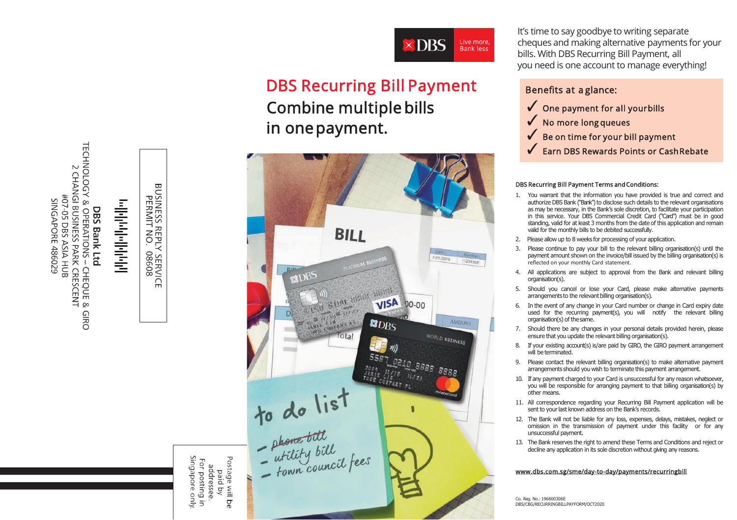DBS Live more, Bank less

# DBS Recurring Bill Payment

## Combine multiple bills in one payment.

BUSINESS REPLY SERVICE
PERMIT NO. 08608

DBS Bank Ltd
TECHNOLOGY & OPERATIONS – CHEQUE & GIRO
2 CHANGI BUSINESS PARK CRESCENT
#07-05 DBS ASIA HUB
SINGAPORE 486029

Postage will be paid by addressee.
For posting in Singapore only.

It's time to say goodbye to writing separate cheques and making alternative payments for your bills. With DBS Recurring Bill Payment, all you need is one account to manage everything!

**Benefits at a glance:**

- ✓ One payment for all your bills
- ✓ No more long queues
- ✓ Be on time for your bill payment
- ✓ Earn DBS Rewards Points or Cash Rebate

**DBS Recurring Bill Payment Terms and Conditions:**

1. You warrant that the information you have provided is true and correct and authorize DBS Bank ("Bank") to disclose such details to the relevant organisations as may be necessary, in the Bank's sole discretion, to facilitate your participation in this service. Your DBS Commercial Credit Card ("Card") must be in good standing, valid for at least 3 months from the date of this application and remain valid for the monthly bills to be debited successfully.
2. Please allow up to 8 weeks for processing of your application.
3. Please continue to pay your bill to the relevant billing organisation(s) until the payment amount shown on the invoice/bill issued by the billing organisation(s) is reflected on your monthly Card statement.
4. All applications are subject to approval from the Bank and relevant billing organisation(s).
5. Should you cancel or lose your Card, please make alternative payments arrangements to the relevant billing organisation(s).
6. In the event of any change in your Card number or change in Card expiry date used for the recurring payment(s), you will notify the relevant billing organisation(s) of the same.
7. Should there be any changes in your personal details provided herein, please ensure that you update the relevant billing organisation(s).
8. If your existing account(s) is/are paid by GIRO, the GIRO payment arrangement will be terminated.
9. Please contact the relevant billing organisation(s) to make alternative payment arrangements should you wish to terminate this payment arrangement.
10. If any payment charged to your Card is unsuccessful for any reason whatsoever, you will be responsible for arranging payment to that billing organisation(s) by other means.
11. All correspondence regarding your Recurring Bill Payment application will be sent to your last known address on the Bank's records.
12. The Bank will not be liable for any loss, expenses, delays, mistakes, neglect or omission in the transmission of payment under this facility or for any unsuccessful payment.
13. The Bank reserves the right to amend these Terms and Conditions and or decline any application in its sole discretion without giving any reasons.

www.dbs.com.sg/sme/day-to-day/payments/recurringbill

Co. Reg. No.: 196800306E
DBS/CBG/RECURRINGBILLPAYFORM/OCT2020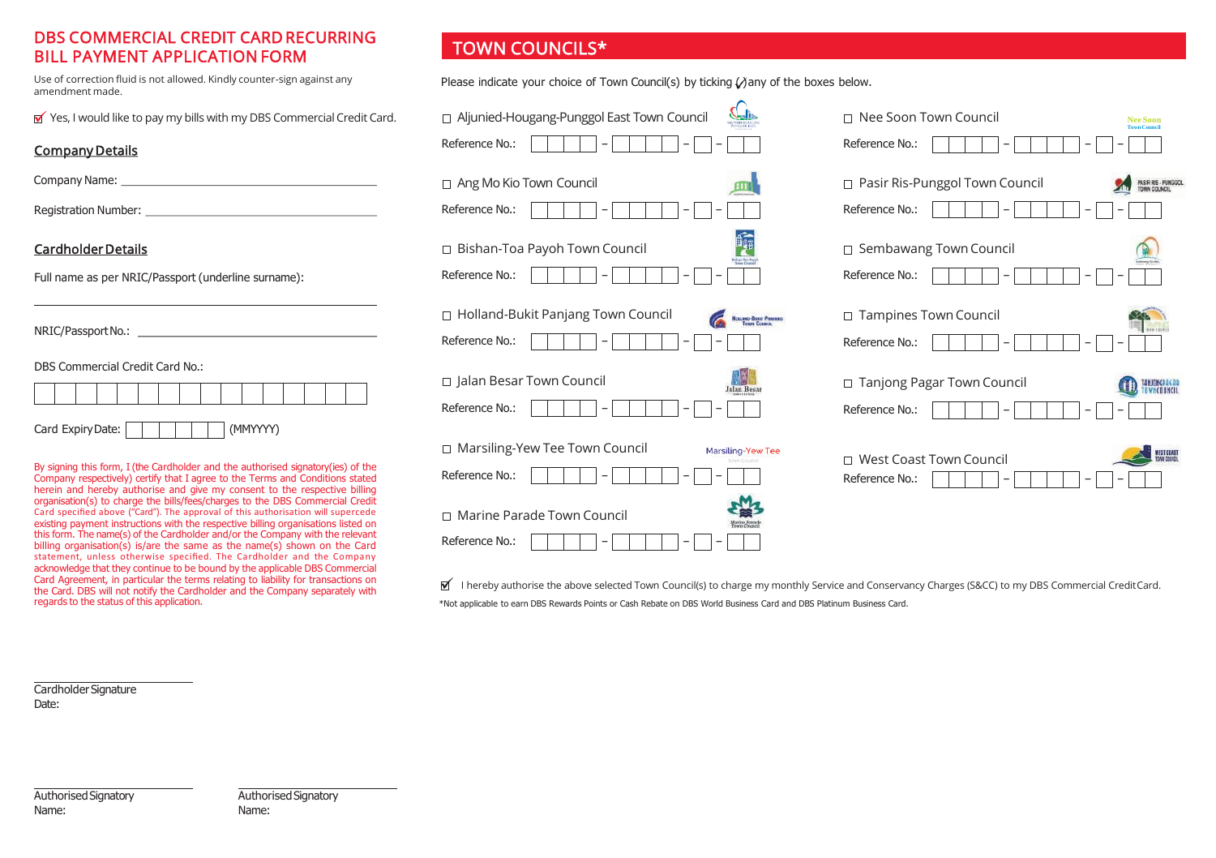# DBS COMMERCIAL CREDIT CARD RECURRING BILL PAYMENT APPLICATION FORM

Use of correction fluid is not allowed. Kindly counter-sign against any amendment made.

☑ Yes, I would like to pay my bills with my DBS Commercial Credit Card.

## Company Details

Company Name: ______________________________

Registration Number: ______________________________

## Cardholder Details

Full name as per NRIC/Passport (underline surname):

______________________________

NRIC/Passport No.: ______________________________

DBS Commercial Credit Card No.: ☐☐☐☐☐☐☐☐☐☐☐☐☐☐☐☐

Card Expiry Date: ☐☐☐☐☐☐ (MMYYYY)

By signing this form, I (the Cardholder and the authorised signatory(ies) of the Company respectively) certify that I agree to the Terms and Conditions stated herein and hereby authorise and give my consent to the respective billing organisation(s) to charge the bills/fees/charges to the DBS Commercial Credit Card specified above ("Card"). The approval of this authorisation will supercede existing payment instructions with the respective billing organisations listed on this form. The name(s) of the Cardholder and/or the Company with the relevant billing organisation(s) is/are the same as the name(s) shown on the Card statement, unless otherwise specified. The Cardholder and the Company acknowledge that they continue to be bound by the applicable DBS Commercial Card Agreement, in particular the terms relating to liability for transactions on the Card. DBS will not notify the Cardholder and the Company separately with regards to the status of this application.

______________________
Cardholder Signature
Date:

______________________
Authorised Signatory
Name:

______________________
Authorised Signatory
Name:

## TOWN COUNCILS*

Please indicate your choice of Town Council(s) by ticking (✓) any of the boxes below.

☐ Aljunied-Hougang-Punggol East Town Council
Reference No.: ☐☐☐☐ – ☐☐☐☐ – ☐ – ☐☐

☐ Ang Mo Kio Town Council
Reference No.: ☐☐☐☐ – ☐☐☐☐ – ☐ – ☐☐

☐ Bishan-Toa Payoh Town Council
Reference No.: ☐☐☐☐ – ☐☐☐☐ – ☐ – ☐☐

☐ Holland-Bukit Panjang Town Council
Reference No.: ☐☐☐☐ – ☐☐☐☐ – ☐ – ☐☐

☐ Jalan Besar Town Council
Reference No.: ☐☐☐☐ – ☐☐☐☐ – ☐ – ☐☐

☐ Marsiling-Yew Tee Town Council
Reference No.: ☐☐☐☐ – ☐☐☐☐ – ☐ – ☐☐

☐ Marine Parade Town Council
Reference No.: ☐☐☐☐ – ☐☐☐☐ – ☐ – ☐☐

☐ Nee Soon Town Council
Reference No.: ☐☐☐☐ – ☐☐☐☐ – ☐ – ☐☐

☐ Pasir Ris-Punggol Town Council
Reference No.: ☐☐☐☐ – ☐☐☐☐ – ☐ – ☐☐

☐ Sembawang Town Council
Reference No.: ☐☐☐☐ – ☐☐☐☐ – ☐ – ☐☐

☐ Tampines Town Council
Reference No.: ☐☐☐☐ – ☐☐☐☐ – ☐ – ☐☐

☐ Tanjong Pagar Town Council
Reference No.: ☐☐☐☐ – ☐☐☐☐ – ☐ – ☐☐

☐ West Coast Town Council
Reference No.: ☐☐☐☐ – ☐☐☐☐ – ☐ – ☐☐

☑ I hereby authorise the above selected Town Council(s) to charge my monthly Service and Conservancy Charges (S&CC) to my DBS Commercial Credit Card.

*Not applicable to earn DBS Rewards Points or Cash Rebate on DBS World Business Card and DBS Platinum Business Card.